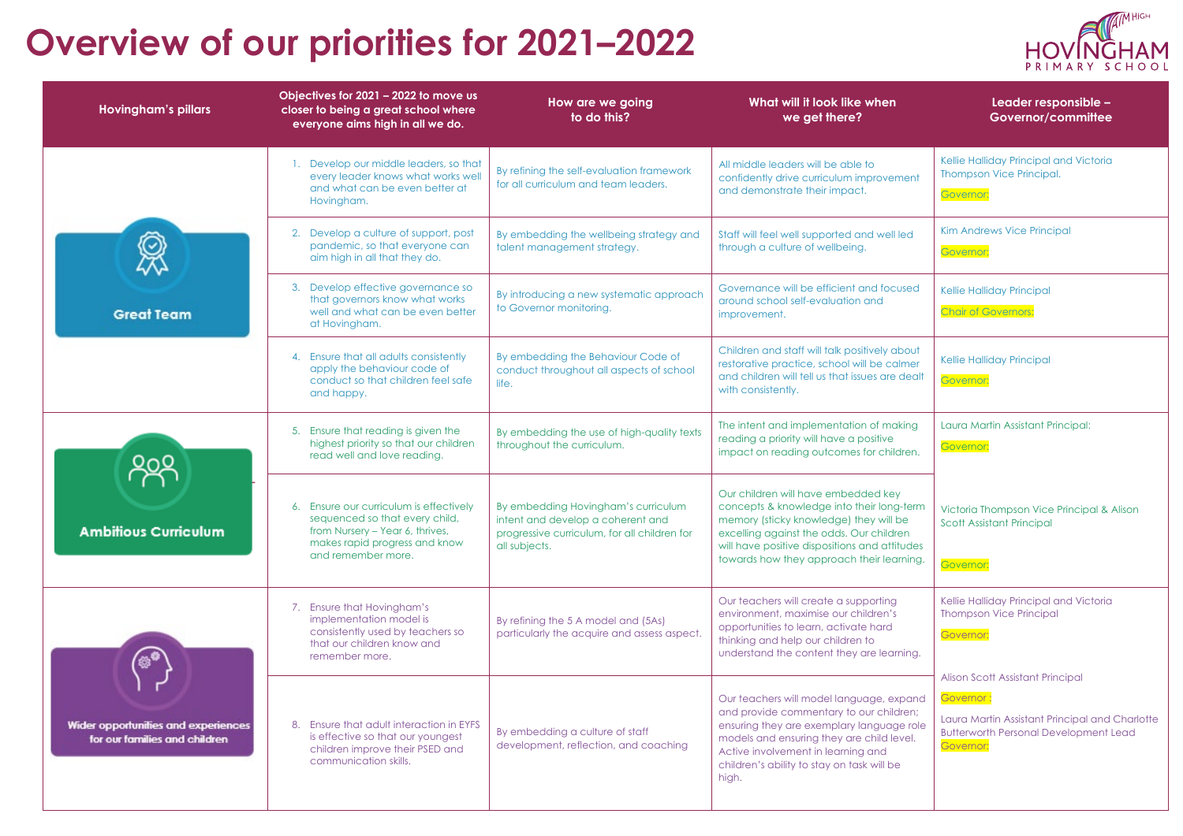# Overview of our priorities for 2021–2022

HOVINGHAM PRIMARY SCHOOL — AIM HIGH

| Hovingham's pillars | Objectives for 2021 – 2022 to move us closer to being a great school where everyone aims high in all we do. | How are we going to do this? | What will it look like when we get there? | Leader responsible – Governor/committee |
|---|---|---|---|---|
| Great Team | 1. Develop our middle leaders, so that every leader knows what works well and what can be even better at Hovingham. | By refining the self-evaluation framework for all curriculum and team leaders. | All middle leaders will be able to confidently drive curriculum improvement and demonstrate their impact. | Kellie Halliday Principal and Victoria Thompson Vice Principal. Governor: |
| | 2. Develop a culture of support, post pandemic, so that everyone can aim high in all that they do. | By embedding the wellbeing strategy and talent management strategy. | Staff will feel well supported and well led through a culture of wellbeing. | Kim Andrews Vice Principal Governor: |
| | 3. Develop effective governance so that governors know what works well and what can be even better at Hovingham. | By introducing a new systematic approach to Governor monitoring. | Governance will be efficient and focused around school self-evaluation and improvement. | Kellie Halliday Principal Chair of Governors: |
| | 4. Ensure that all adults consistently apply the behaviour code of conduct so that children feel safe and happy. | By embedding the Behaviour Code of conduct throughout all aspects of school life. | Children and staff will talk positively about restorative practice, school will be calmer and children will tell us that issues are dealt with consistently. | Kellie Halliday Principal Governor: |
| Ambitious Curriculum | 5. Ensure that reading is given the highest priority so that our children read well and love reading. | By embedding the use of high-quality texts throughout the curriculum. | The intent and implementation of making reading a priority will have a positive impact on reading outcomes for children. | Laura Martin Assistant Principal: Governor: |
| | 6. Ensure our curriculum is effectively sequenced so that every child, from Nursery – Year 6, thrives, makes rapid progress and know and remember more. | By embedding Hovingham's curriculum intent and develop a coherent and progressive curriculum, for all children for all subjects. | Our children will have embedded key concepts & knowledge into their long-term memory (sticky knowledge) they will be excelling against the odds. Our children will have positive dispositions and attitudes towards how they approach their learning. | Victoria Thompson Vice Principal & Alison Scott Assistant Principal Governor: |
| Wider opportunities and experiences for our families and children | 7. Ensure that Hovingham's implementation model is consistently used by teachers so that our children know and remember more. | By refining the 5 A model and (5As) particularly the acquire and assess aspect. | Our teachers will create a supporting environment, maximise our children's opportunities to learn, activate hard thinking and help our children to understand the content they are learning. | Kellie Halliday Principal and Victoria Thompson Vice Principal Governor: |
| | 8. Ensure that adult interaction in EYFS is effective so that our youngest children improve their PSED and communication skills. | By embedding a culture of staff development, reflection, and coaching | Our teachers will model language, expand and provide commentary to our children; ensuring they are exemplary language role models and ensuring they are child level. Active involvement in learning and children's ability to stay on task will be high. | Alison Scott Assistant Principal Governor : Laura Martin Assistant Principal and Charlotte Butterworth Personal Development Lead Governor: |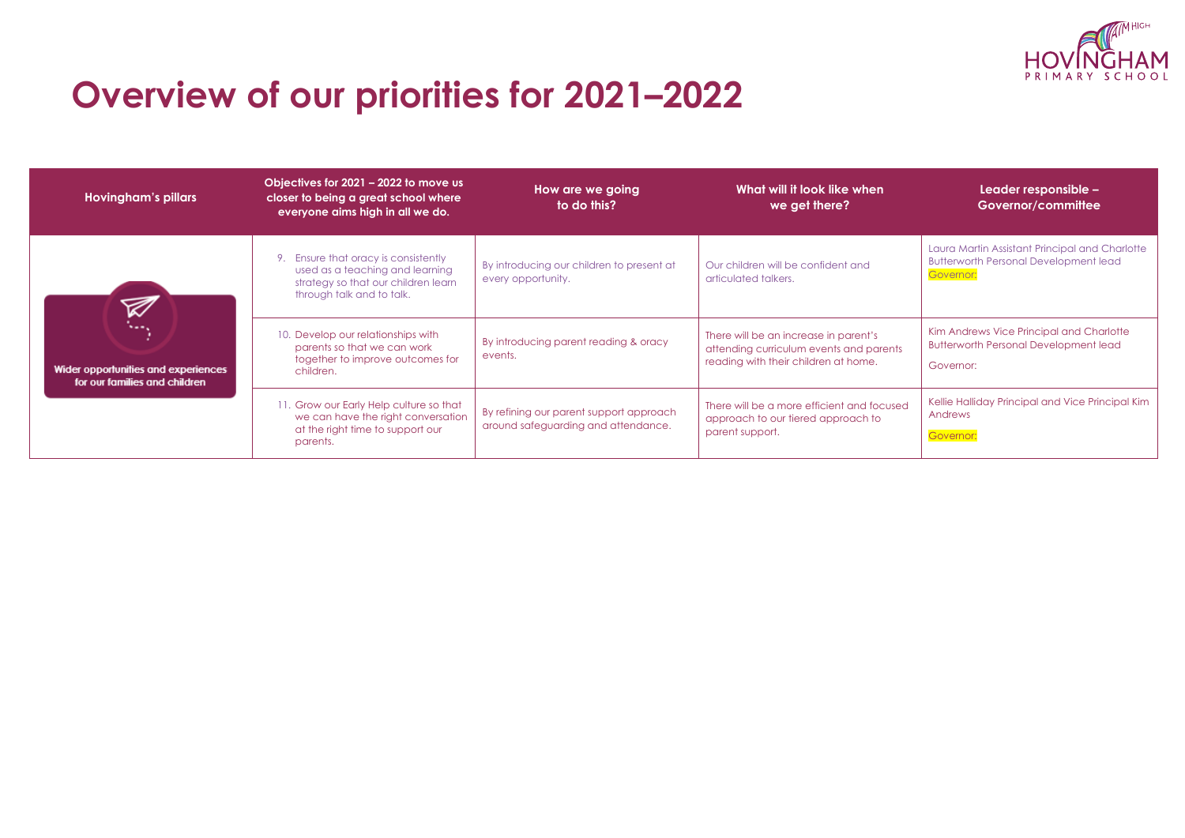# Overview of our priorities for 2021–2022

| Hovingham's pillars | Objectives for 2021 – 2022 to move us closer to being a great school where everyone aims high in all we do. | How are we going to do this? | What will it look like when we get there? | Leader responsible – Governor/committee |
|---|---|---|---|---|
| Wider opportunities and experiences for our families and children | 9. Ensure that oracy is consistently used as a teaching and learning strategy so that our children learn through talk and to talk. | By introducing our children to present at every opportunity. | Our children will be confident and articulated talkers. | Laura Martin Assistant Principal and Charlotte Butterworth Personal Development lead<br>Governor: |
| | 10. Develop our relationships with parents so that we can work together to improve outcomes for children. | By introducing parent reading & oracy events. | There will be an increase in parent's attending curriculum events and parents reading with their children at home. | Kim Andrews Vice Principal and Charlotte Butterworth Personal Development lead<br>Governor: |
| | 11. Grow our Early Help culture so that we can have the right conversation at the right time to support our parents. | By refining our parent support approach around safeguarding and attendance. | There will be a more efficient and focused approach to our tiered approach to parent support. | Kellie Halliday Principal and Vice Principal Kim Andrews<br>Governor: |